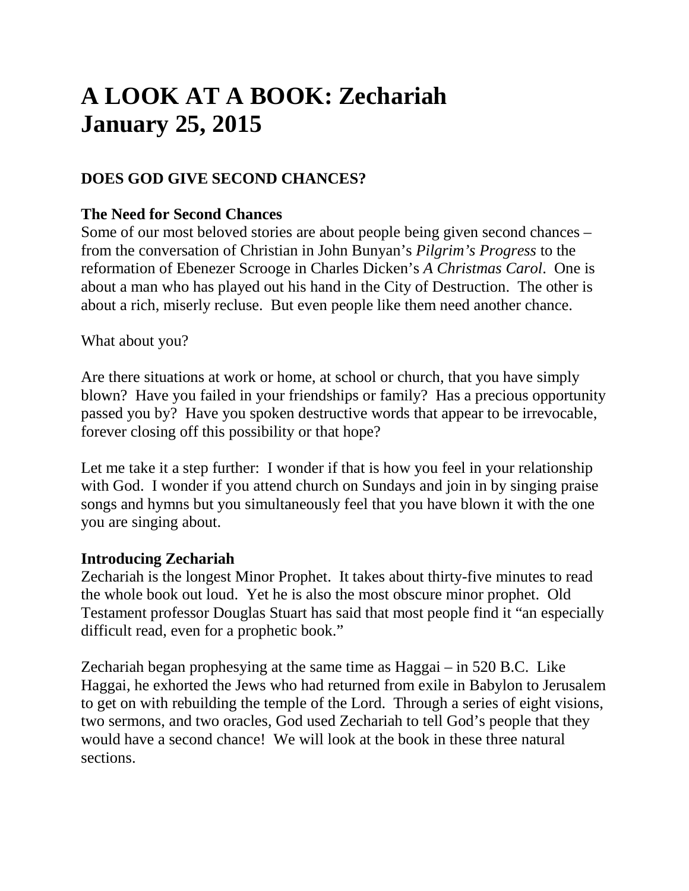# A LOOK AT A BOOK: Zechariah
# January 25, 2015

### DOES GOD GIVE SECOND CHANCES?

**The Need for Second Chances**
Some of our most beloved stories are about people being given second chances – from the conversation of Christian in John Bunyan's *Pilgrim's Progress* to the reformation of Ebenezer Scrooge in Charles Dicken's *A Christmas Carol*. One is about a man who has played out his hand in the City of Destruction. The other is about a rich, miserly recluse. But even people like them need another chance.

What about you?

Are there situations at work or home, at school or church, that you have simply blown? Have you failed in your friendships or family? Has a precious opportunity passed you by? Have you spoken destructive words that appear to be irrevocable, forever closing off this possibility or that hope?

Let me take it a step further: I wonder if that is how you feel in your relationship with God. I wonder if you attend church on Sundays and join in by singing praise songs and hymns but you simultaneously feel that you have blown it with the one you are singing about.

**Introducing Zechariah**
Zechariah is the longest Minor Prophet. It takes about thirty-five minutes to read the whole book out loud. Yet he is also the most obscure minor prophet. Old Testament professor Douglas Stuart has said that most people find it "an especially difficult read, even for a prophetic book."

Zechariah began prophesying at the same time as Haggai – in 520 B.C. Like Haggai, he exhorted the Jews who had returned from exile in Babylon to Jerusalem to get on with rebuilding the temple of the Lord. Through a series of eight visions, two sermons, and two oracles, God used Zechariah to tell God's people that they would have a second chance! We will look at the book in these three natural sections.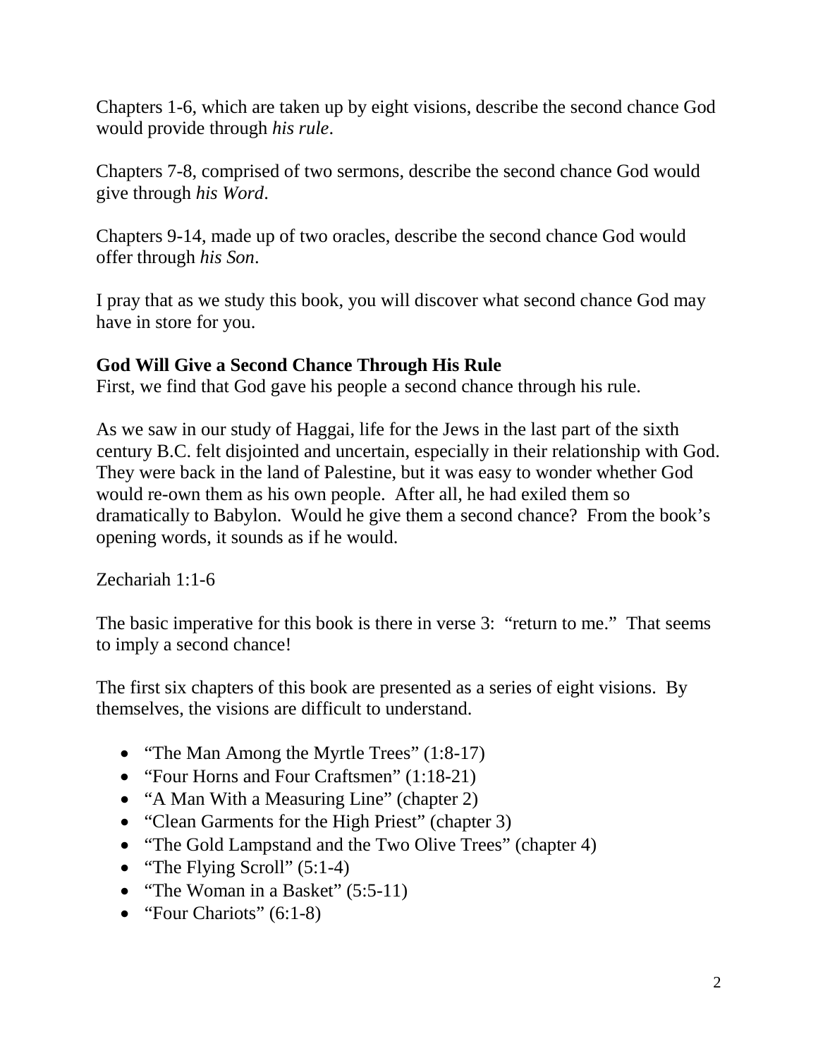Chapters 1-6, which are taken up by eight visions, describe the second chance God would provide through *his rule*.

Chapters 7-8, comprised of two sermons, describe the second chance God would give through *his Word*.

Chapters 9-14, made up of two oracles, describe the second chance God would offer through *his Son*.

I pray that as we study this book, you will discover what second chance God may have in store for you.

**God Will Give a Second Chance Through His Rule**

First, we find that God gave his people a second chance through his rule.

As we saw in our study of Haggai, life for the Jews in the last part of the sixth century B.C. felt disjointed and uncertain, especially in their relationship with God. They were back in the land of Palestine, but it was easy to wonder whether God would re-own them as his own people. After all, he had exiled them so dramatically to Babylon. Would he give them a second chance? From the book's opening words, it sounds as if he would.

Zechariah 1:1-6

The basic imperative for this book is there in verse 3: "return to me." That seems to imply a second chance!

The first six chapters of this book are presented as a series of eight visions. By themselves, the visions are difficult to understand.

- "The Man Among the Myrtle Trees" (1:8-17)
- "Four Horns and Four Craftsmen" (1:18-21)
- "A Man With a Measuring Line" (chapter 2)
- "Clean Garments for the High Priest" (chapter 3)
- "The Gold Lampstand and the Two Olive Trees" (chapter 4)
- "The Flying Scroll" (5:1-4)
- "The Woman in a Basket" (5:5-11)
- "Four Chariots" (6:1-8)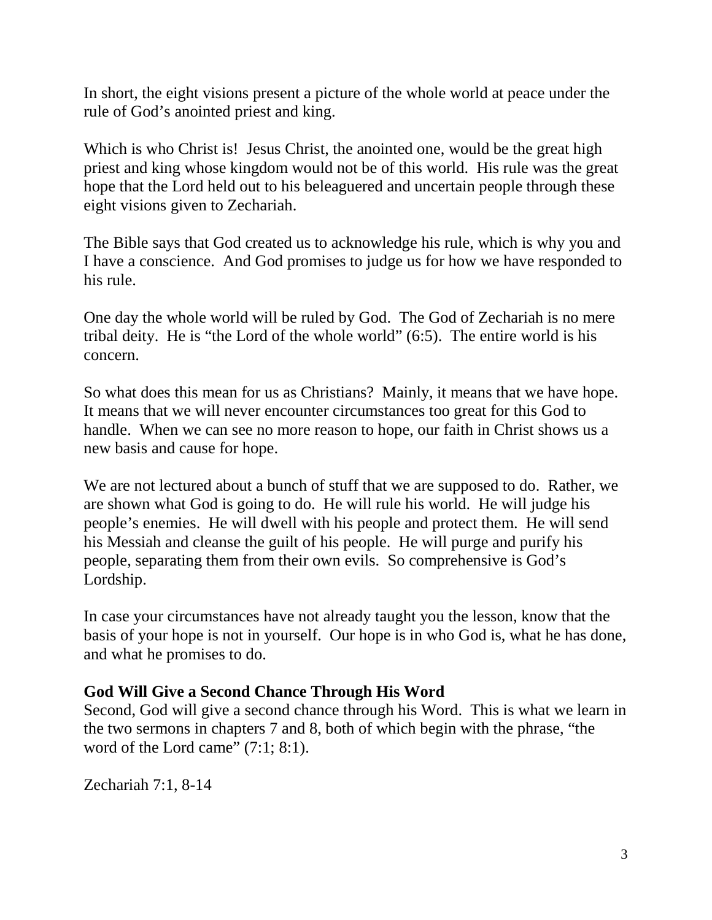In short, the eight visions present a picture of the whole world at peace under the rule of God's anointed priest and king.

Which is who Christ is! Jesus Christ, the anointed one, would be the great high priest and king whose kingdom would not be of this world. His rule was the great hope that the Lord held out to his beleaguered and uncertain people through these eight visions given to Zechariah.

The Bible says that God created us to acknowledge his rule, which is why you and I have a conscience. And God promises to judge us for how we have responded to his rule.

One day the whole world will be ruled by God. The God of Zechariah is no mere tribal deity. He is "the Lord of the whole world" (6:5). The entire world is his concern.

So what does this mean for us as Christians? Mainly, it means that we have hope. It means that we will never encounter circumstances too great for this God to handle. When we can see no more reason to hope, our faith in Christ shows us a new basis and cause for hope.

We are not lectured about a bunch of stuff that we are supposed to do. Rather, we are shown what God is going to do. He will rule his world. He will judge his people's enemies. He will dwell with his people and protect them. He will send his Messiah and cleanse the guilt of his people. He will purge and purify his people, separating them from their own evils. So comprehensive is God's Lordship.

In case your circumstances have not already taught you the lesson, know that the basis of your hope is not in yourself. Our hope is in who God is, what he has done, and what he promises to do.

**God Will Give a Second Chance Through His Word**

Second, God will give a second chance through his Word. This is what we learn in the two sermons in chapters 7 and 8, both of which begin with the phrase, "the word of the Lord came" (7:1; 8:1).

Zechariah 7:1, 8-14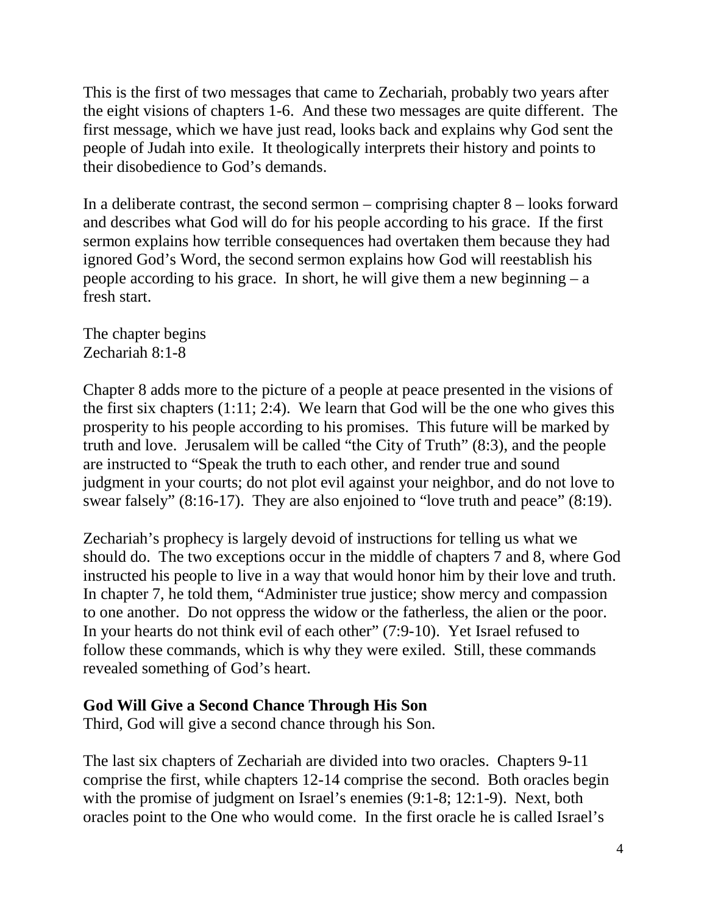This is the first of two messages that came to Zechariah, probably two years after the eight visions of chapters 1-6. And these two messages are quite different. The first message, which we have just read, looks back and explains why God sent the people of Judah into exile. It theologically interprets their history and points to their disobedience to God's demands.

In a deliberate contrast, the second sermon – comprising chapter 8 – looks forward and describes what God will do for his people according to his grace. If the first sermon explains how terrible consequences had overtaken them because they had ignored God's Word, the second sermon explains how God will reestablish his people according to his grace. In short, he will give them a new beginning – a fresh start.

The chapter begins
Zechariah 8:1-8

Chapter 8 adds more to the picture of a people at peace presented in the visions of the first six chapters (1:11; 2:4). We learn that God will be the one who gives this prosperity to his people according to his promises. This future will be marked by truth and love. Jerusalem will be called "the City of Truth" (8:3), and the people are instructed to "Speak the truth to each other, and render true and sound judgment in your courts; do not plot evil against your neighbor, and do not love to swear falsely" (8:16-17). They are also enjoined to "love truth and peace" (8:19).

Zechariah's prophecy is largely devoid of instructions for telling us what we should do. The two exceptions occur in the middle of chapters 7 and 8, where God instructed his people to live in a way that would honor him by their love and truth. In chapter 7, he told them, "Administer true justice; show mercy and compassion to one another. Do not oppress the widow or the fatherless, the alien or the poor. In your hearts do not think evil of each other" (7:9-10). Yet Israel refused to follow these commands, which is why they were exiled. Still, these commands revealed something of God's heart.

**God Will Give a Second Chance Through His Son**
Third, God will give a second chance through his Son.

The last six chapters of Zechariah are divided into two oracles. Chapters 9-11 comprise the first, while chapters 12-14 comprise the second. Both oracles begin with the promise of judgment on Israel's enemies (9:1-8; 12:1-9). Next, both oracles point to the One who would come. In the first oracle he is called Israel's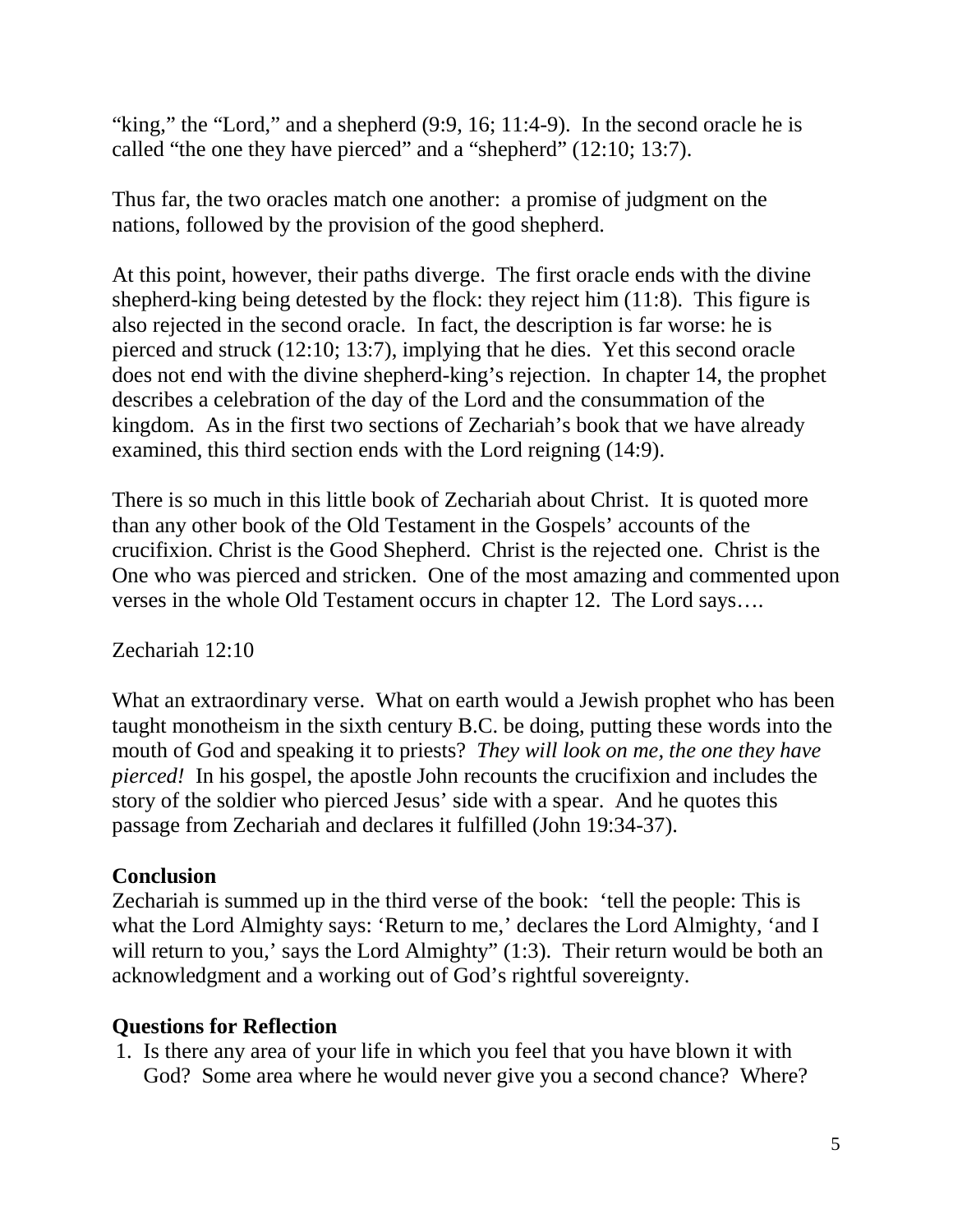"king," the "Lord," and a shepherd (9:9, 16; 11:4-9). In the second oracle he is called "the one they have pierced" and a "shepherd" (12:10; 13:7).

Thus far, the two oracles match one another: a promise of judgment on the nations, followed by the provision of the good shepherd.

At this point, however, their paths diverge. The first oracle ends with the divine shepherd-king being detested by the flock: they reject him (11:8). This figure is also rejected in the second oracle. In fact, the description is far worse: he is pierced and struck (12:10; 13:7), implying that he dies. Yet this second oracle does not end with the divine shepherd-king's rejection. In chapter 14, the prophet describes a celebration of the day of the Lord and the consummation of the kingdom. As in the first two sections of Zechariah's book that we have already examined, this third section ends with the Lord reigning (14:9).

There is so much in this little book of Zechariah about Christ. It is quoted more than any other book of the Old Testament in the Gospels' accounts of the crucifixion. Christ is the Good Shepherd. Christ is the rejected one. Christ is the One who was pierced and stricken. One of the most amazing and commented upon verses in the whole Old Testament occurs in chapter 12. The Lord says….

Zechariah 12:10

What an extraordinary verse. What on earth would a Jewish prophet who has been taught monotheism in the sixth century B.C. be doing, putting these words into the mouth of God and speaking it to priests? *They will look on me, the one they have pierced!* In his gospel, the apostle John recounts the crucifixion and includes the story of the soldier who pierced Jesus' side with a spear. And he quotes this passage from Zechariah and declares it fulfilled (John 19:34-37).

## Conclusion

Zechariah is summed up in the third verse of the book: 'tell the people: This is what the Lord Almighty says: 'Return to me,' declares the Lord Almighty, 'and I will return to you,' says the Lord Almighty" (1:3). Their return would be both an acknowledgment and a working out of God's rightful sovereignty.

## Questions for Reflection

1. Is there any area of your life in which you feel that you have blown it with God? Some area where he would never give you a second chance? Where?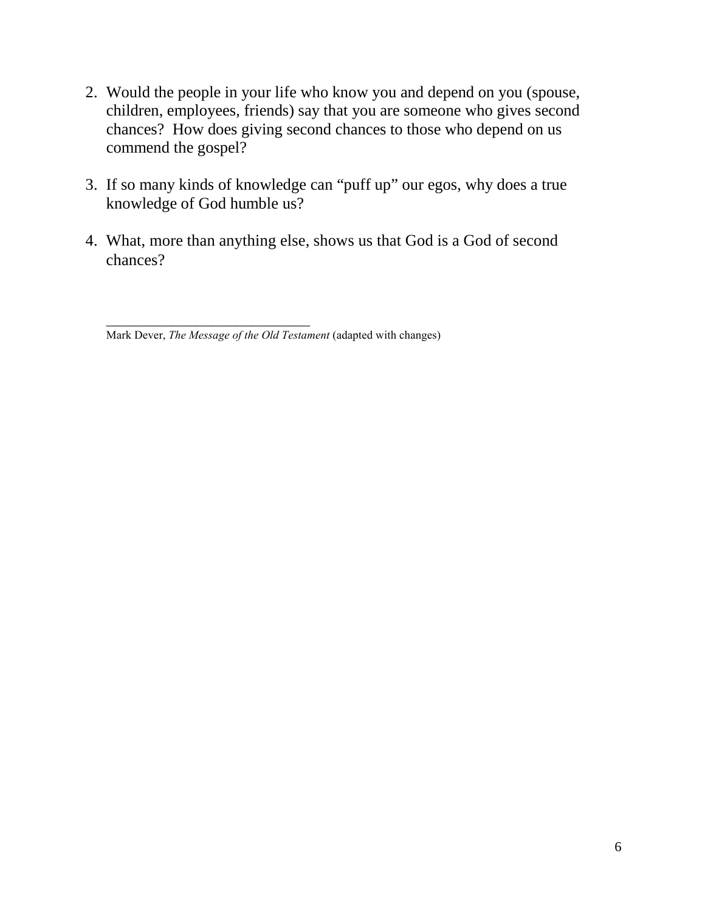2. Would the people in your life who know you and depend on you (spouse, children, employees, friends) say that you are someone who gives second chances? How does giving second chances to those who depend on us commend the gospel?

3. If so many kinds of knowledge can "puff up" our egos, why does a true knowledge of God humble us?

4. What, more than anything else, shows us that God is a God of second chances?

______________________________

Mark Dever, *The Message of the Old Testament* (adapted with changes)